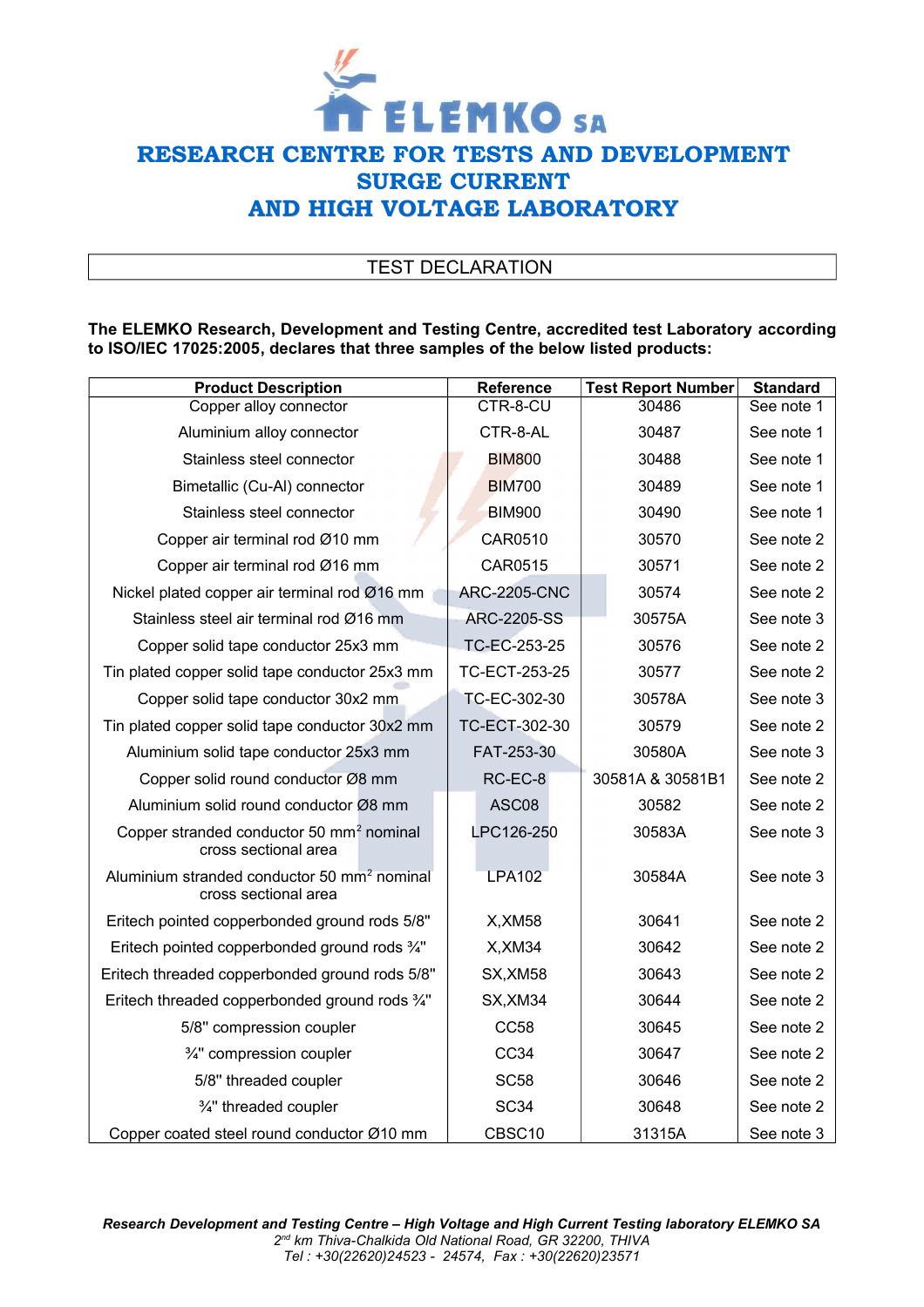# ELEMKO SA

## RESEARCH CENTRE FOR TESTS AND DEVELOPMENT SURGE CURRENT AND HIGH VOLTAGE LABORATORY

### TEST DECLARATION

**The ELEMKO Research, Development and Testing Centre, accredited test Laboratory according to ISO/IEC 17025:2005, declares that three samples of the below listed products:**

| Product Description | Reference | Test Report Number | Standard |
|---|---|---|---|
| Copper alloy connector | CTR-8-CU | 30486 | See note 1 |
| Aluminium alloy connector | CTR-8-AL | 30487 | See note 1 |
| Stainless steel connector | BIM800 | 30488 | See note 1 |
| Bimetallic (Cu-Al) connector | BIM700 | 30489 | See note 1 |
| Stainless steel connector | BIM900 | 30490 | See note 1 |
| Copper air terminal rod Ø10 mm | CAR0510 | 30570 | See note 2 |
| Copper air terminal rod Ø16 mm | CAR0515 | 30571 | See note 2 |
| Nickel plated copper air terminal rod Ø16 mm | ARC-2205-CNC | 30574 | See note 2 |
| Stainless steel air terminal rod Ø16 mm | ARC-2205-SS | 30575A | See note 3 |
| Copper solid tape conductor 25x3 mm | TC-EC-253-25 | 30576 | See note 2 |
| Tin plated copper solid tape conductor 25x3 mm | TC-ECT-253-25 | 30577 | See note 2 |
| Copper solid tape conductor 30x2 mm | TC-EC-302-30 | 30578A | See note 3 |
| Tin plated copper solid tape conductor 30x2 mm | TC-ECT-302-30 | 30579 | See note 2 |
| Aluminium solid tape conductor 25x3 mm | FAT-253-30 | 30580A | See note 3 |
| Copper solid round conductor Ø8 mm | RC-EC-8 | 30581A & 30581B1 | See note 2 |
| Aluminium solid round conductor Ø8 mm | ASC08 | 30582 | See note 2 |
| Copper stranded conductor 50 $mm^2$ nominal cross sectional area | LPC126-250 | 30583A | See note 3 |
| Aluminium stranded conductor 50 $mm^2$ nominal cross sectional area | LPA102 | 30584A | See note 3 |
| Eritech pointed copperbonded ground rods 5/8" | X,XM58 | 30641 | See note 2 |
| Eritech pointed copperbonded ground rods ¾" | X,XM34 | 30642 | See note 2 |
| Eritech threaded copperbonded ground rods 5/8" | SX,XM58 | 30643 | See note 2 |
| Eritech threaded copperbonded ground rods ¾" | SX,XM34 | 30644 | See note 2 |
| 5/8" compression coupler | CC58 | 30645 | See note 2 |
| ¾" compression coupler | CC34 | 30647 | See note 2 |
| 5/8" threaded coupler | SC58 | 30646 | See note 2 |
| ¾" threaded coupler | SC34 | 30648 | See note 2 |
| Copper coated steel round conductor Ø10 mm | CBSC10 | 31315A | See note 3 |

***Research Development and Testing Centre – High Voltage and High Current Testing laboratory ELEMKO SA***
*2nd km Thiva-Chalkida Old National Road, GR 32200, THIVA*
*Tel : +30(22620)24523 - 24574, Fax : +30(22620)23571*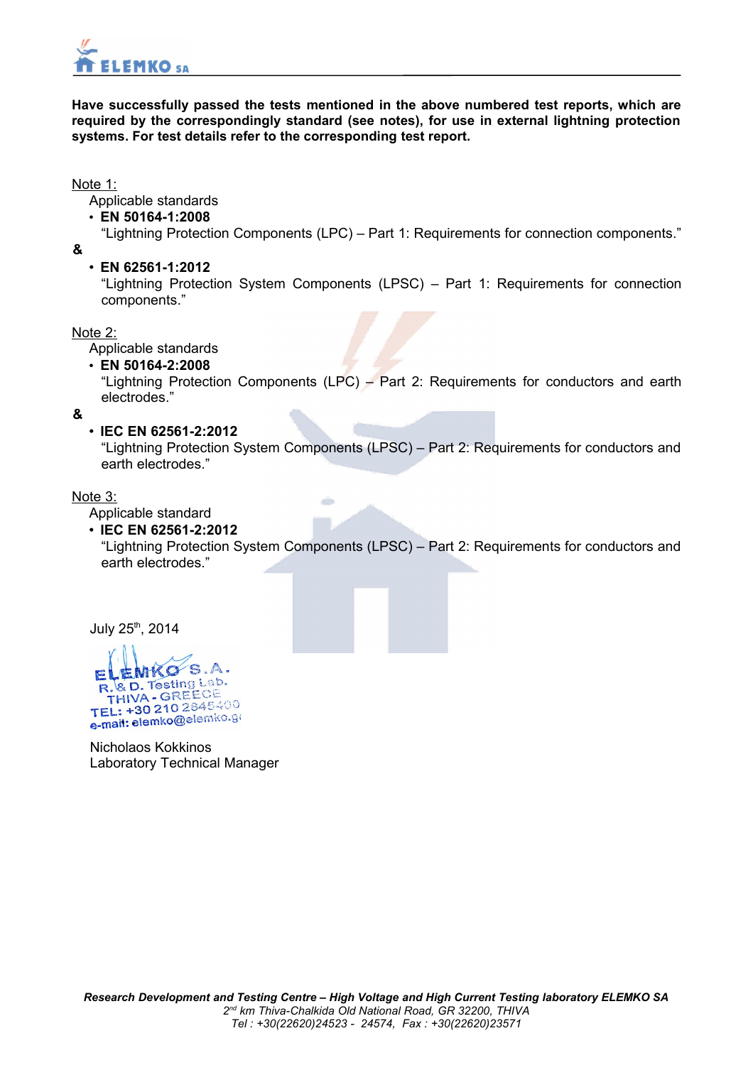**Have successfully passed the tests mentioned in the above numbered test reports, which are required by the correspondingly standard (see notes), for use in external lightning protection systems. For test details refer to the corresponding test report.**

Note 1:

Applicable standards

- **EN 50164-1:2008**
  "Lightning Protection Components (LPC) – Part 1: Requirements for connection components."

**&**

- **EN 62561-1:2012**
  "Lightning Protection System Components (LPSC) – Part 1: Requirements for connection components."

Note 2:

Applicable standards

- **EN 50164-2:2008**
  "Lightning Protection Components (LPC) – Part 2: Requirements for conductors and earth electrodes."

**&**

- **IEC EN 62561-2:2012**
  "Lightning Protection System Components (LPSC) – Part 2: Requirements for conductors and earth electrodes."

Note 3:

Applicable standard

- **IEC EN 62561-2:2012**
  "Lightning Protection System Components (LPSC) – Part 2: Requirements for conductors and earth electrodes."

July 25th, 2014

ELEMKO S.A.
R. & D. Testing Lab.
THIVA - GREECE
TEL: +30 210 2846400
e-mail: elemko@elemko.gr

Nicholaos Kokkinos
Laboratory Technical Manager

*Research Development and Testing Centre – High Voltage and High Current Testing laboratory ELEMKO SA*
*2nd km Thiva-Chalkida Old National Road, GR 32200, THIVA*
*Tel : +30(22620)24523 - 24574, Fax : +30(22620)23571*